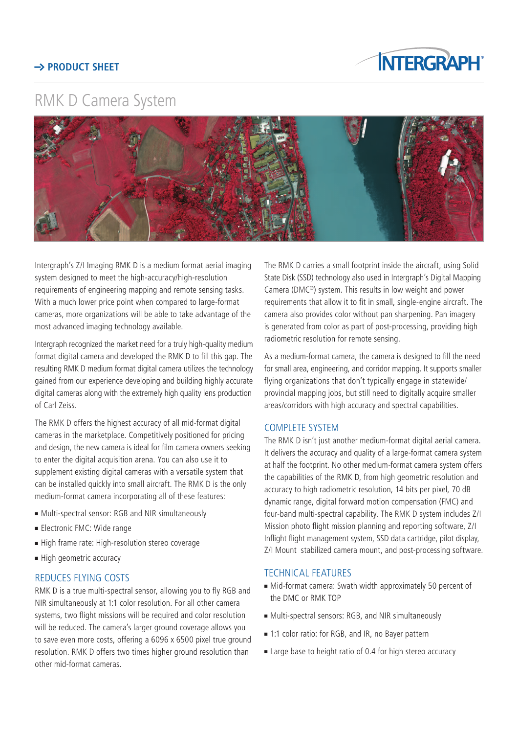→ PRODUCT SHEET

# RMK D Camera System

Intergraph's Z/I Imaging RMK D is a medium format aerial imaging system designed to meet the high-accuracy/high-resolution requirements of engineering mapping and remote sensing tasks. With a much lower price point when compared to large-format cameras, more organizations will be able to take advantage of the most advanced imaging technology available.

Intergraph recognized the market need for a truly high-quality medium format digital camera and developed the RMK D to fill this gap. The resulting RMK D medium format digital camera utilizes the technology gained from our experience developing and building highly accurate digital cameras along with the extremely high quality lens production of Carl Zeiss.

The RMK D offers the highest accuracy of all mid-format digital cameras in the marketplace. Competitively positioned for pricing and design, the new camera is ideal for film camera owners seeking to enter the digital acquisition arena. You can also use it to supplement existing digital cameras with a versatile system that can be installed quickly into small aircraft. The RMK D is the only medium-format camera incorporating all of these features:

- Multi-spectral sensor: RGB and NIR simultaneously
- Electronic FMC: Wide range
- High frame rate: High-resolution stereo coverage
- High geometric accuracy

## REDUCES FLYING COSTS

RMK D is a true multi-spectral sensor, allowing you to fly RGB and NIR simultaneously at 1:1 color resolution. For all other camera systems, two flight missions will be required and color resolution will be reduced. The camera's larger ground coverage allows you to save even more costs, offering a 6096 x 6500 pixel true ground resolution. RMK D offers two times higher ground resolution than other mid-format cameras.

The RMK D carries a small footprint inside the aircraft, using Solid State Disk (SSD) technology also used in Intergraph's Digital Mapping Camera (DMC®) system. This results in low weight and power requirements that allow it to fit in small, single-engine aircraft. The camera also provides color without pan sharpening. Pan imagery is generated from color as part of post-processing, providing high radiometric resolution for remote sensing.

As a medium-format camera, the camera is designed to fill the need for small area, engineering, and corridor mapping. It supports smaller flying organizations that don't typically engage in statewide/provincial mapping jobs, but still need to digitally acquire smaller areas/corridors with high accuracy and spectral capabilities.

## COMPLETE SYSTEM

The RMK D isn't just another medium-format digital aerial camera. It delivers the accuracy and quality of a large-format camera system at half the footprint. No other medium-format camera system offers the capabilities of the RMK D, from high geometric resolution and accuracy to high radiometric resolution, 14 bits per pixel, 70 dB dynamic range, digital forward motion compensation (FMC) and four-band multi-spectral capability. The RMK D system includes Z/I Mission photo flight mission planning and reporting software, Z/I Inflight flight management system, SSD data cartridge, pilot display, Z/I Mount stabilized camera mount, and post-processing software.

## TECHNICAL FEATURES

- Mid-format camera: Swath width approximately 50 percent of the DMC or RMK TOP
- Multi-spectral sensors: RGB, and NIR simultaneously
- 1:1 color ratio: for RGB, and IR, no Bayer pattern
- Large base to height ratio of 0.4 for high stereo accuracy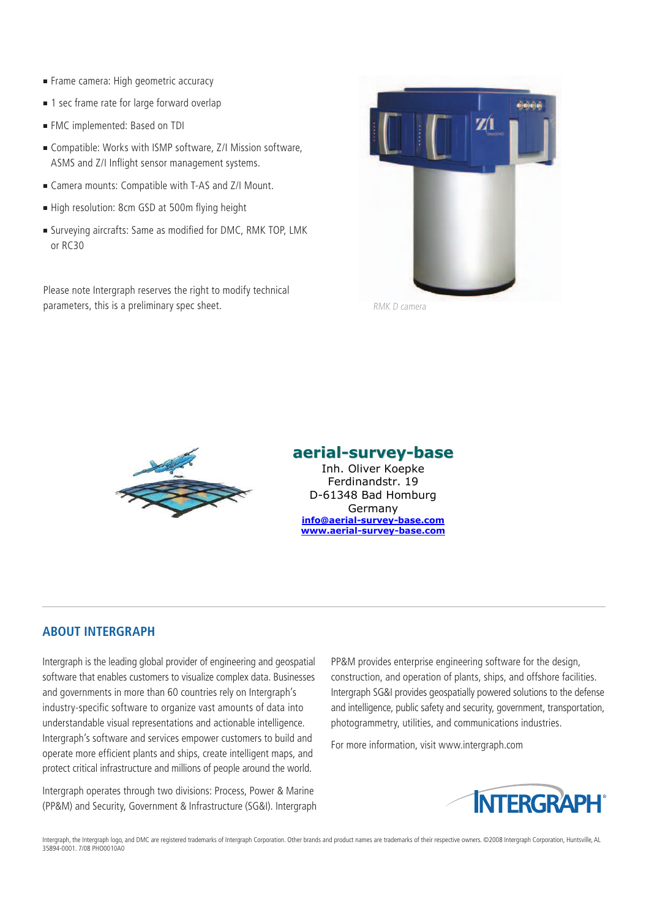- Frame camera: High geometric accuracy
- 1 sec frame rate for large forward overlap
- FMC implemented: Based on TDI
- Compatible: Works with ISMP software, Z/I Mission software, ASMS and Z/I Inflight sensor management systems.
- Camera mounts: Compatible with T-AS and Z/I Mount.
- High resolution: 8cm GSD at 500m flying height
- Surveying aircrafts: Same as modified for DMC, RMK TOP, LMK or RC30

Please note Intergraph reserves the right to modify technical parameters, this is a preliminary spec sheet.

*RMK D camera*

**aerial-survey-base**
Inh. Oliver Koepke
Ferdinandstr. 19
D-61348 Bad Homburg
Germany
info@aerial-survey-base.com
www.aerial-survey-base.com

## ABOUT INTERGRAPH

Intergraph is the leading global provider of engineering and geospatial software that enables customers to visualize complex data. Businesses and governments in more than 60 countries rely on Intergraph's industry-specific software to organize vast amounts of data into understandable visual representations and actionable intelligence. Intergraph's software and services empower customers to build and operate more efficient plants and ships, create intelligent maps, and protect critical infrastructure and millions of people around the world.

Intergraph operates through two divisions: Process, Power & Marine (PP&M) and Security, Government & Infrastructure (SG&I). Intergraph PP&M provides enterprise engineering software for the design, construction, and operation of plants, ships, and offshore facilities. Intergraph SG&I provides geospatially powered solutions to the defense and intelligence, public safety and security, government, transportation, photogrammetry, utilities, and communications industries.

For more information, visit www.intergraph.com

INTERGRAPH®

Intergraph, the Intergraph logo, and DMC are registered trademarks of Intergraph Corporation. Other brands and product names are trademarks of their respective owners. ©2008 Intergraph Corporation, Huntsville, AL 35894-0001. 7/08 PHO0010A0